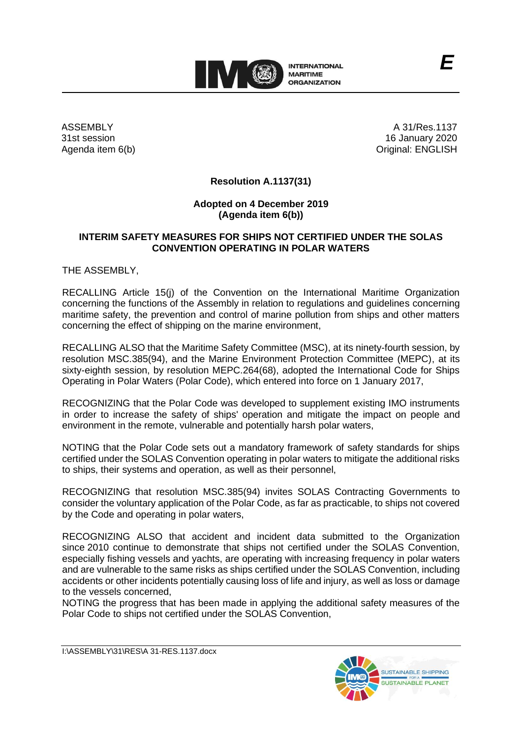ASSEMBLY
31st session
Agenda item 6(b)

A 31/Res.1137
16 January 2020
Original: ENGLISH

**Resolution A.1137(31)**

**Adopted on 4 December 2019**
**(Agenda item 6(b))**

**INTERIM SAFETY MEASURES FOR SHIPS NOT CERTIFIED UNDER THE SOLAS CONVENTION OPERATING IN POLAR WATERS**

THE ASSEMBLY,

RECALLING Article 15(j) of the Convention on the International Maritime Organization concerning the functions of the Assembly in relation to regulations and guidelines concerning maritime safety, the prevention and control of marine pollution from ships and other matters concerning the effect of shipping on the marine environment,

RECALLING ALSO that the Maritime Safety Committee (MSC), at its ninety-fourth session, by resolution MSC.385(94), and the Marine Environment Protection Committee (MEPC), at its sixty-eighth session, by resolution MEPC.264(68), adopted the International Code for Ships Operating in Polar Waters (Polar Code), which entered into force on 1 January 2017,

RECOGNIZING that the Polar Code was developed to supplement existing IMO instruments in order to increase the safety of ships' operation and mitigate the impact on people and environment in the remote, vulnerable and potentially harsh polar waters,

NOTING that the Polar Code sets out a mandatory framework of safety standards for ships certified under the SOLAS Convention operating in polar waters to mitigate the additional risks to ships, their systems and operation, as well as their personnel,

RECOGNIZING that resolution MSC.385(94) invites SOLAS Contracting Governments to consider the voluntary application of the Polar Code, as far as practicable, to ships not covered by the Code and operating in polar waters,

RECOGNIZING ALSO that accident and incident data submitted to the Organization since 2010 continue to demonstrate that ships not certified under the SOLAS Convention, especially fishing vessels and yachts, are operating with increasing frequency in polar waters and are vulnerable to the same risks as ships certified under the SOLAS Convention, including accidents or other incidents potentially causing loss of life and injury, as well as loss or damage to the vessels concerned,

NOTING the progress that has been made in applying the additional safety measures of the Polar Code to ships not certified under the SOLAS Convention,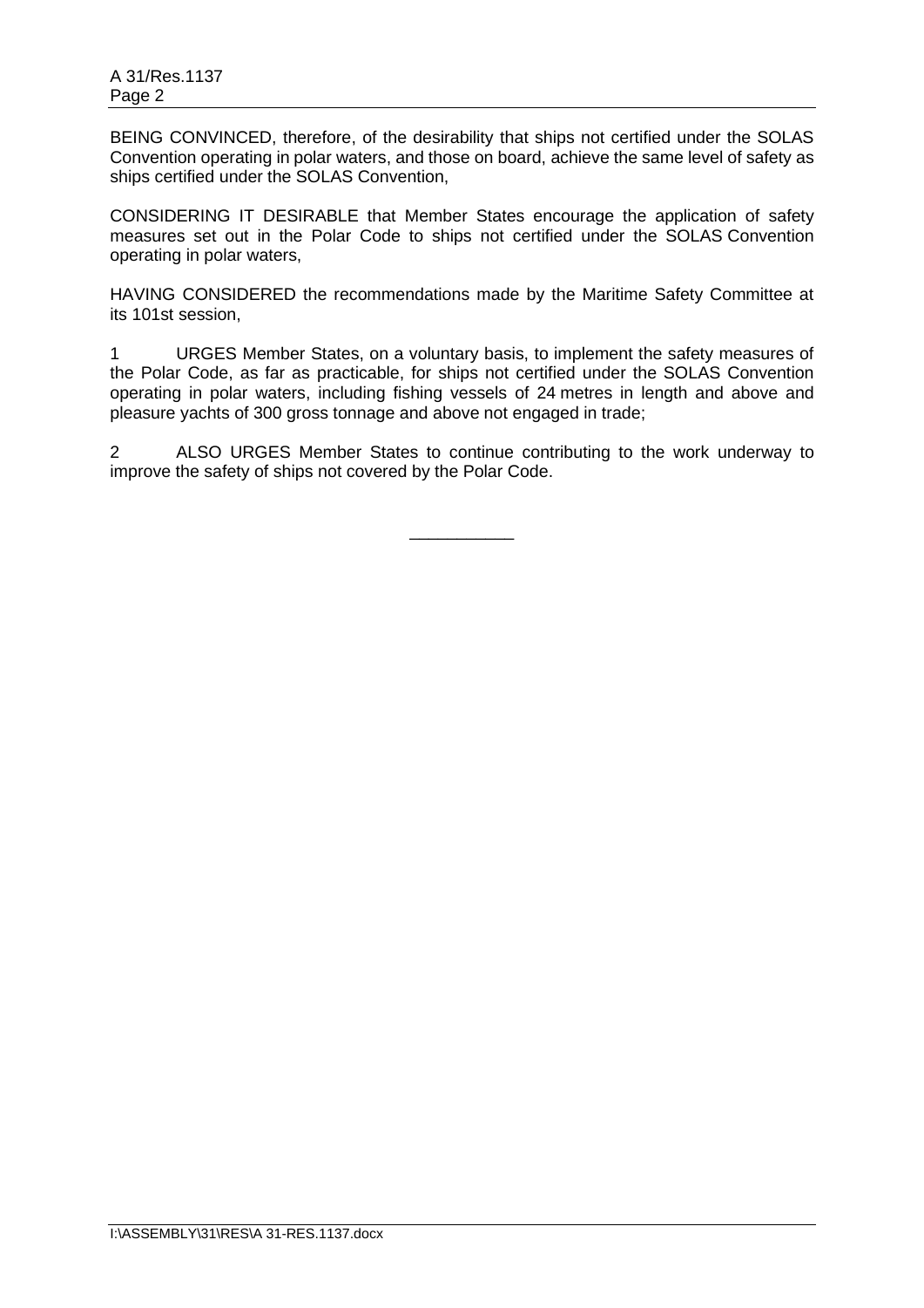BEING CONVINCED, therefore, of the desirability that ships not certified under the SOLAS Convention operating in polar waters, and those on board, achieve the same level of safety as ships certified under the SOLAS Convention,

CONSIDERING IT DESIRABLE that Member States encourage the application of safety measures set out in the Polar Code to ships not certified under the SOLAS Convention operating in polar waters,

HAVING CONSIDERED the recommendations made by the Maritime Safety Committee at its 101st session,

1 URGES Member States, on a voluntary basis, to implement the safety measures of the Polar Code, as far as practicable, for ships not certified under the SOLAS Convention operating in polar waters, including fishing vessels of 24 metres in length and above and pleasure yachts of 300 gross tonnage and above not engaged in trade;

2 ALSO URGES Member States to continue contributing to the work underway to improve the safety of ships not covered by the Polar Code.

___________